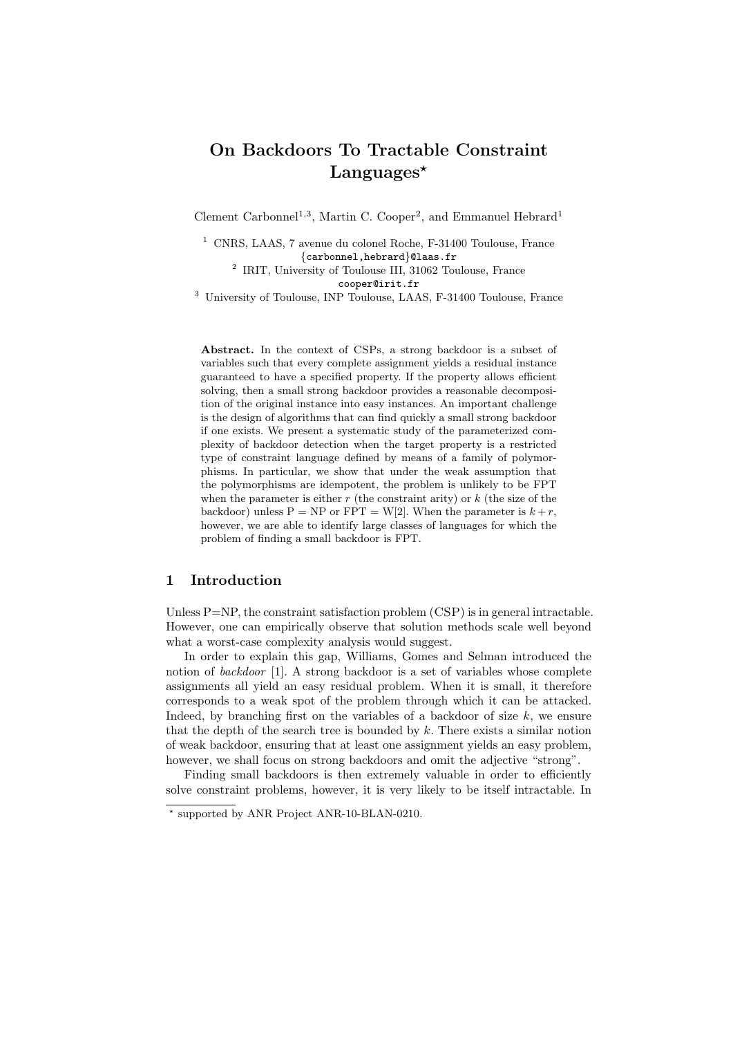# On Backdoors To Tractable Constraint Languages*

Clement Carbonnel[1,3], Martin C. Cooper[2], and Emmanuel Hebrard[1]

[1] CNRS, LAAS, 7 avenue du colonel Roche, F-31400 Toulouse, France
{carbonnel,hebrard}@laas.fr

[2] IRIT, University of Toulouse III, 31062 Toulouse, France
cooper@irit.fr

[3] University of Toulouse, INP Toulouse, LAAS, F-31400 Toulouse, France

**Abstract.** In the context of CSPs, a strong backdoor is a subset of variables such that every complete assignment yields a residual instance guaranteed to have a specified property. If the property allows efficient solving, then a small strong backdoor provides a reasonable decomposition of the original instance into easy instances. An important challenge is the design of algorithms that can find quickly a small strong backdoor if one exists. We present a systematic study of the parameterized complexity of backdoor detection when the target property is a restricted type of constraint language defined by means of a family of polymorphisms. In particular, we show that under the weak assumption that the polymorphisms are idempotent, the problem is unlikely to be FPT when the parameter is either $r$ (the constraint arity) or $k$ (the size of the backdoor) unless P = NP or FPT = W[2]. When the parameter is $k + r$, however, we are able to identify large classes of languages for which the problem of finding a small backdoor is FPT.

## 1 Introduction

Unless P=NP, the constraint satisfaction problem (CSP) is in general intractable. However, one can empirically observe that solution methods scale well beyond what a worst-case complexity analysis would suggest.

In order to explain this gap, Williams, Gomes and Selman introduced the notion of *backdoor* [1]. A strong backdoor is a set of variables whose complete assignments all yield an easy residual problem. When it is small, it therefore corresponds to a weak spot of the problem through which it can be attacked. Indeed, by branching first on the variables of a backdoor of size $k$, we ensure that the depth of the search tree is bounded by $k$. There exists a similar notion of weak backdoor, ensuring that at least one assignment yields an easy problem, however, we shall focus on strong backdoors and omit the adjective "strong".

Finding small backdoors is then extremely valuable in order to efficiently solve constraint problems, however, it is very likely to be itself intractable. In

* supported by ANR Project ANR-10-BLAN-0210.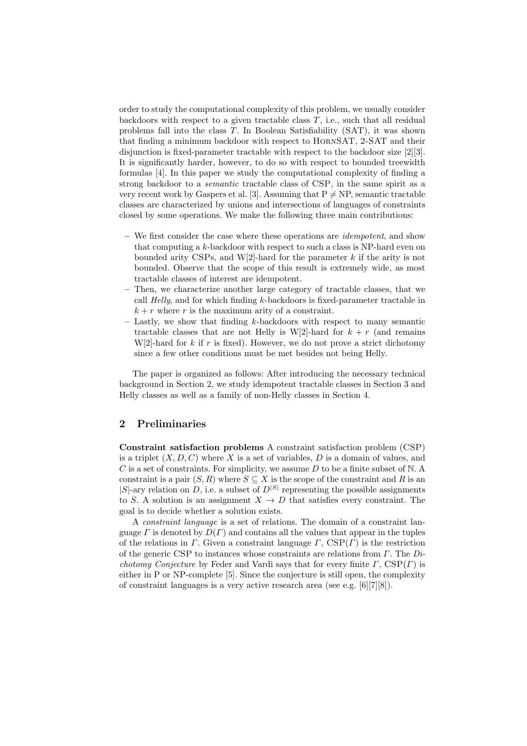order to study the computational complexity of this problem, we usually consider backdoors with respect to a given tractable class $T$, i.e., such that all residual problems fall into the class $T$. In Boolean Satisfiability (SAT), it was shown that finding a minimum backdoor with respect to HornSAT, 2-SAT and their disjunction is fixed-parameter tractable with respect to the backdoor size [2][3]. It is significantly harder, however, to do so with respect to bounded treewidth formulas [4]. In this paper we study the computational complexity of finding a strong backdoor to a *semantic* tractable class of CSP, in the same spirit as a very recent work by Gaspers et al. [3]. Assuming that $\mathrm{P} \neq \mathrm{NP}$, semantic tractable classes are characterized by unions and intersections of languages of constraints closed by some operations. We make the following three main contributions:

- We first consider the case where these operations are *idempotent*, and show that computing a $k$-backdoor with respect to such a class is NP-hard even on bounded arity CSPs, and W[2]-hard for the parameter $k$ if the arity is not bounded. Observe that the scope of this result is extremely wide, as most tractable classes of interest are idempotent.
- Then, we characterize another large category of tractable classes, that we call *Helly*, and for which finding $k$-backdoors is fixed-parameter tractable in $k + r$ where $r$ is the maximum arity of a constraint.
- Lastly, we show that finding $k$-backdoors with respect to many semantic tractable classes that are not Helly is W[2]-hard for $k + r$ (and remains W[2]-hard for $k$ if $r$ is fixed). However, we do not prove a strict dichotomy since a few other conditions must be met besides not being Helly.

The paper is organized as follows: After introducing the necessary technical background in Section 2, we study idempotent tractable classes in Section 3 and Helly classes as well as a family of non-Helly classes in Section 4.

## 2 Preliminaries

**Constraint satisfaction problems** A constraint satisfaction problem (CSP) is a triplet $(X, D, C)$ where $X$ is a set of variables, $D$ is a domain of values, and $C$ is a set of constraints. For simplicity, we assume $D$ to be a finite subset of $\mathbb{N}$. A constraint is a pair $(S, R)$ where $S \subseteq X$ is the scope of the constraint and $R$ is an $|S|$-ary relation on $D$, i.e. a subset of $D^{|S|}$ representing the possible assignments to $S$. A solution is an assignment $X \rightarrow D$ that satisfies every constraint. The goal is to decide whether a solution exists.

A *constraint language* is a set of relations. The domain of a constraint language $\Gamma$ is denoted by $D(\Gamma)$ and contains all the values that appear in the tuples of the relations in $\Gamma$. Given a constraint language $\Gamma$, $\mathrm{CSP}(\Gamma)$ is the restriction of the generic CSP to instances whose constraints are relations from $\Gamma$. The *Dichotomy Conjecture* by Feder and Vardi says that for every finite $\Gamma$, $\mathrm{CSP}(\Gamma)$ is either in P or NP-complete [5]. Since the conjecture is still open, the complexity of constraint languages is a very active research area (see e.g. [6][7][8]).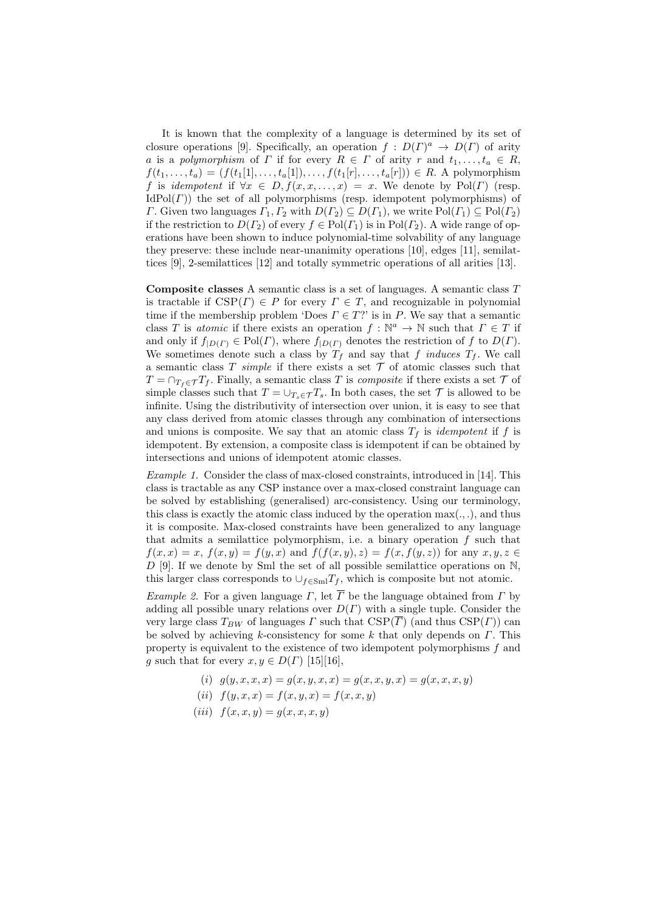It is known that the complexity of a language is determined by its set of closure operations [9]. Specifically, an operation $f : D(\Gamma)^a \to D(\Gamma)$ of arity $a$ is a *polymorphism* of $\Gamma$ if for every $R \in \Gamma$ of arity $r$ and $t_1, \ldots, t_a \in R$, $f(t_1, \ldots, t_a) = (f(t_1[1], \ldots, t_a[1]), \ldots, f(t_1[r], \ldots, t_a[r])) \in R$. A polymorphism $f$ is *idempotent* if $\forall x \in D, f(x, x, \ldots, x) = x$. We denote by $\mathrm{Pol}(\Gamma)$ (resp. $\mathrm{IdPol}(\Gamma)$) the set of all polymorphisms (resp. idempotent polymorphisms) of $\Gamma$. Given two languages $\Gamma_1, \Gamma_2$ with $D(\Gamma_2) \subseteq D(\Gamma_1)$, we write $\mathrm{Pol}(\Gamma_1) \subseteq \mathrm{Pol}(\Gamma_2)$ if the restriction to $D(\Gamma_2)$ of every $f \in \mathrm{Pol}(\Gamma_1)$ is in $\mathrm{Pol}(\Gamma_2)$. A wide range of operations have been shown to induce polynomial-time solvability of any language they preserve: these include near-unanimity operations [10], edges [11], semilattices [9], 2-semilattices [12] and totally symmetric operations of all arities [13].

**Composite classes** A semantic class is a set of languages. A semantic class $T$ is tractable if $\mathrm{CSP}(\Gamma) \in P$ for every $\Gamma \in T$, and recognizable in polynomial time if the membership problem 'Does $\Gamma \in T$?' is in $P$. We say that a semantic class $T$ is *atomic* if there exists an operation $f : \mathbb{N}^a \to \mathbb{N}$ such that $\Gamma \in T$ if and only if $f_{|D(\Gamma)} \in \mathrm{Pol}(\Gamma)$, where $f_{|D(\Gamma)}$ denotes the restriction of $f$ to $D(\Gamma)$. We sometimes denote such a class by $T_f$ and say that $f$ *induces* $T_f$. We call a semantic class $T$ *simple* if there exists a set $\mathcal{T}$ of atomic classes such that $T = \cap_{T_f \in \mathcal{T}} T_f$. Finally, a semantic class $T$ is *composite* if there exists a set $\mathcal{T}$ of simple classes such that $T = \cup_{T_s \in \mathcal{T}} T_s$. In both cases, the set $\mathcal{T}$ is allowed to be infinite. Using the distributivity of intersection over union, it is easy to see that any class derived from atomic classes through any combination of intersections and unions is composite. We say that an atomic class $T_f$ is *idempotent* if $f$ is idempotent. By extension, a composite class is idempotent if can be obtained by intersections and unions of idempotent atomic classes.

*Example 1.* Consider the class of max-closed constraints, introduced in [14]. This class is tractable as any CSP instance over a max-closed constraint language can be solved by establishing (generalised) arc-consistency. Using our terminology, this class is exactly the atomic class induced by the operation $\max(.,.)$, and thus it is composite. Max-closed constraints have been generalized to any language that admits a semilattice polymorphism, i.e. a binary operation $f$ such that $f(x, x) = x$, $f(x, y) = f(y, x)$ and $f(f(x, y), z) = f(x, f(y, z))$ for any $x, y, z \in D$ [9]. If we denote by Sml the set of all possible semilattice operations on $\mathbb{N}$, this larger class corresponds to $\cup_{f \in \mathrm{Sml}} T_f$, which is composite but not atomic.

*Example 2.* For a given language $\Gamma$, let $\overline{\Gamma}$ be the language obtained from $\Gamma$ by adding all possible unary relations over $D(\Gamma)$ with a single tuple. Consider the very large class $T_{BW}$ of languages $\Gamma$ such that $\mathrm{CSP}(\overline{\Gamma})$ (and thus $\mathrm{CSP}(\Gamma)$) can be solved by achieving $k$-consistency for some $k$ that only depends on $\Gamma$. This property is equivalent to the existence of two idempotent polymorphisms $f$ and $g$ such that for every $x, y \in D(\Gamma)$ [15][16],

$$(i) \quad g(y, x, x, x) = g(x, y, x, x) = g(x, x, y, x) = g(x, x, x, y)$$

$$(ii) \quad f(y, x, x) = f(x, y, x) = f(x, x, y)$$

$$(iii) \quad f(x, x, y) = g(x, x, x, y)$$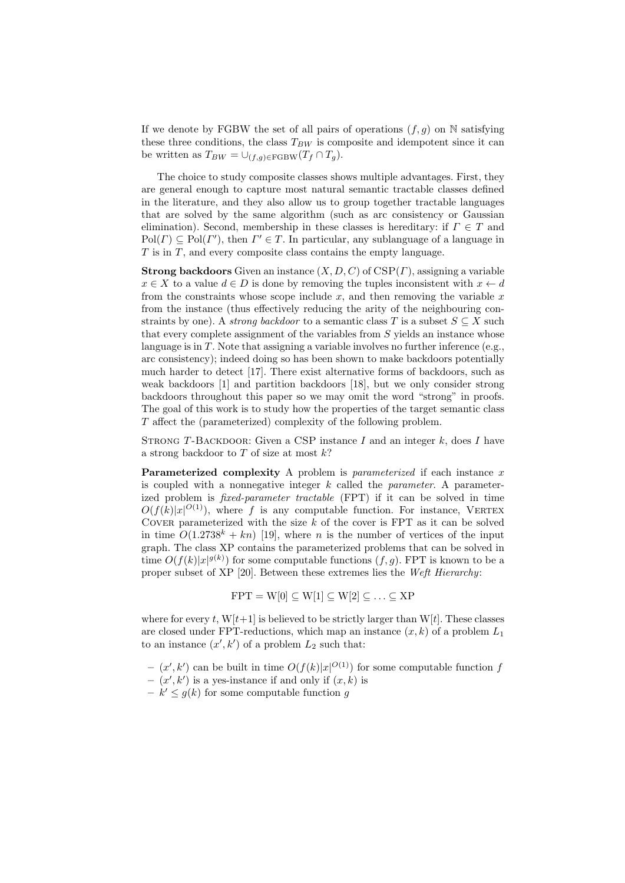If we denote by FGBW the set of all pairs of operations $(f, g)$ on $\mathbb{N}$ satisfying these three conditions, the class $T_{BW}$ is composite and idempotent since it can be written as $T_{BW} = \cup_{(f,g)\in \text{FGBW}}(T_f \cap T_g)$.

The choice to study composite classes shows multiple advantages. First, they are general enough to capture most natural semantic tractable classes defined in the literature, and they also allow us to group together tractable languages that are solved by the same algorithm (such as arc consistency or Gaussian elimination). Second, membership in these classes is hereditary: if $\Gamma \in T$ and $\text{Pol}(\Gamma) \subseteq \text{Pol}(\Gamma')$, then $\Gamma' \in T$. In particular, any sublanguage of a language in $T$ is in $T$, and every composite class contains the empty language.

**Strong backdoors** Given an instance $(X, D, C)$ of $\text{CSP}(\Gamma)$, assigning a variable $x \in X$ to a value $d \in D$ is done by removing the tuples inconsistent with $x \leftarrow d$ from the constraints whose scope include $x$, and then removing the variable $x$ from the instance (thus effectively reducing the arity of the neighbouring constraints by one). A *strong backdoor* to a semantic class $T$ is a subset $S \subseteq X$ such that every complete assignment of the variables from $S$ yields an instance whose language is in $T$. Note that assigning a variable involves no further inference (e.g., arc consistency); indeed doing so has been shown to make backdoors potentially much harder to detect [17]. There exist alternative forms of backdoors, such as weak backdoors [1] and partition backdoors [18], but we only consider strong backdoors throughout this paper so we may omit the word "strong" in proofs. The goal of this work is to study how the properties of the target semantic class $T$ affect the (parameterized) complexity of the following problem.

STRONG $T$-BACKDOOR: Given a CSP instance $I$ and an integer $k$, does $I$ have a strong backdoor to $T$ of size at most $k$?

**Parameterized complexity** A problem is *parameterized* if each instance $x$ is coupled with a nonnegative integer $k$ called the *parameter*. A parameterized problem is *fixed-parameter tractable* (FPT) if it can be solved in time $O(f(k)|x|^{O(1)})$, where $f$ is any computable function. For instance, VERTEX COVER parameterized with the size $k$ of the cover is FPT as it can be solved in time $O(1.2738^k + kn)$ [19], where $n$ is the number of vertices of the input graph. The class XP contains the parameterized problems that can be solved in time $O(f(k)|x|^{g(k)})$ for some computable functions $(f, g)$. FPT is known to be a proper subset of XP [20]. Between these extremes lies the *Weft Hierarchy*:

$$\text{FPT} = \text{W}[0] \subseteq \text{W}[1] \subseteq \text{W}[2] \subseteq \ldots \subseteq \text{XP}$$

where for every $t$, $\text{W}[t{+}1]$ is believed to be strictly larger than $\text{W}[t]$. These classes are closed under FPT-reductions, which map an instance $(x, k)$ of a problem $L_1$ to an instance $(x', k')$ of a problem $L_2$ such that:

- $(x', k')$ can be built in time $O(f(k)|x|^{O(1)})$ for some computable function $f$
- $(x', k')$ is a yes-instance if and only if $(x, k)$ is
- $k' \leq g(k)$ for some computable function $g$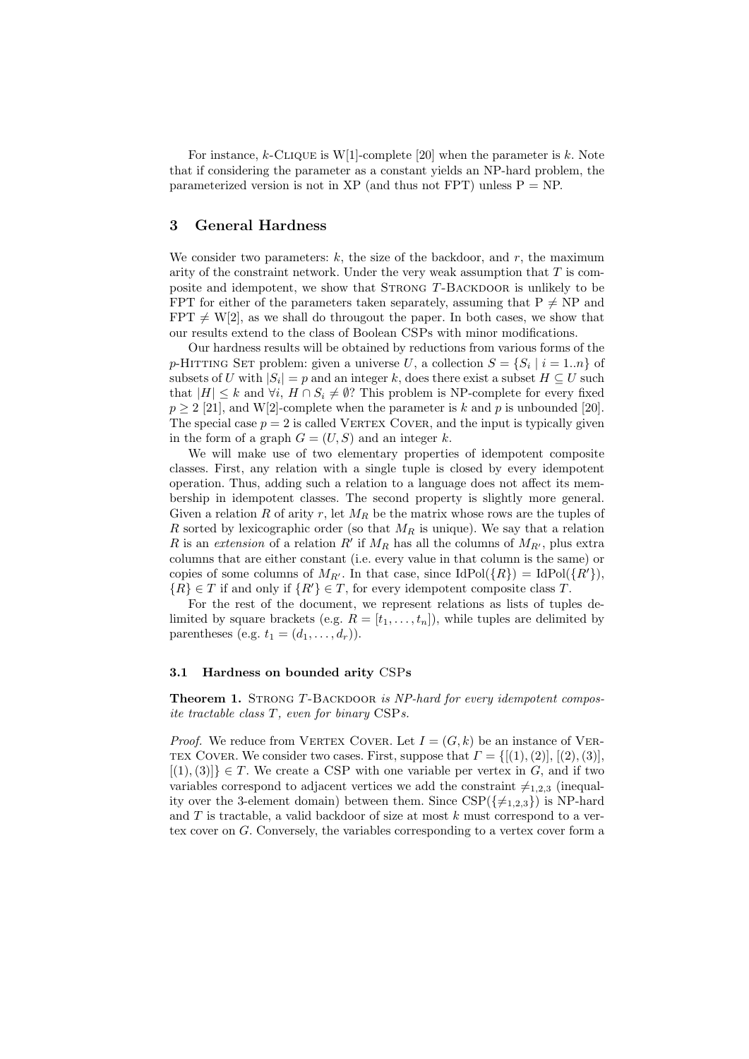For instance, $k$-Clique is W[1]-complete [20] when the parameter is $k$. Note that if considering the parameter as a constant yields an NP-hard problem, the parameterized version is not in XP (and thus not FPT) unless P = NP.

## 3 General Hardness

We consider two parameters: $k$, the size of the backdoor, and $r$, the maximum arity of the constraint network. Under the very weak assumption that $T$ is composite and idempotent, we show that Strong $T$-Backdoor is unlikely to be FPT for either of the parameters taken separately, assuming that P $\neq$ NP and FPT $\neq$ W[2], as we shall do througout the paper. In both cases, we show that our results extend to the class of Boolean CSPs with minor modifications.

Our hardness results will be obtained by reductions from various forms of the $p$-Hitting Set problem: given a universe $U$, a collection $S = \{S_i \mid i = 1..n\}$ of subsets of $U$ with $|S_i| = p$ and an integer $k$, does there exist a subset $H \subseteq U$ such that $|H| \leq k$ and $\forall i$, $H \cap S_i \neq \emptyset$? This problem is NP-complete for every fixed $p \geq 2$ [21], and W[2]-complete when the parameter is $k$ and $p$ is unbounded [20]. The special case $p = 2$ is called Vertex Cover, and the input is typically given in the form of a graph $G = (U, S)$ and an integer $k$.

We will make use of two elementary properties of idempotent composite classes. First, any relation with a single tuple is closed by every idempotent operation. Thus, adding such a relation to a language does not affect its membership in idempotent classes. The second property is slightly more general. Given a relation $R$ of arity $r$, let $M_R$ be the matrix whose rows are the tuples of $R$ sorted by lexicographic order (so that $M_R$ is unique). We say that a relation $R$ is an *extension* of a relation $R'$ if $M_R$ has all the columns of $M_{R'}$, plus extra columns that are either constant (i.e. every value in that column is the same) or copies of some columns of $M_{R'}$. In that case, since $\text{IdPol}(\{R\}) = \text{IdPol}(\{R'\})$, $\{R\} \in T$ if and only if $\{R'\} \in T$, for every idempotent composite class $T$.

For the rest of the document, we represent relations as lists of tuples delimited by square brackets (e.g. $R = [t_1, \ldots, t_n]$), while tuples are delimited by parentheses (e.g. $t_1 = (d_1, \ldots, d_r)$).

### 3.1 Hardness on bounded arity CSPs

**Theorem 1.** *Strong $T$-Backdoor is NP-hard for every idempotent composite tractable class $T$, even for binary* CSP*s.*

*Proof.* We reduce from Vertex Cover. Let $I = (G, k)$ be an instance of Vertex Cover. We consider two cases. First, suppose that $\Gamma = \{[(1), (2)], [(2), (3)], [(1), (3)]\} \in T$. We create a CSP with one variable per vertex in $G$, and if two variables correspond to adjacent vertices we add the constraint $\neq_{1,2,3}$ (inequality over the 3-element domain) between them. Since $\text{CSP}(\{\neq_{1,2,3}\})$ is NP-hard and $T$ is tractable, a valid backdoor of size at most $k$ must correspond to a vertex cover on $G$. Conversely, the variables corresponding to a vertex cover form a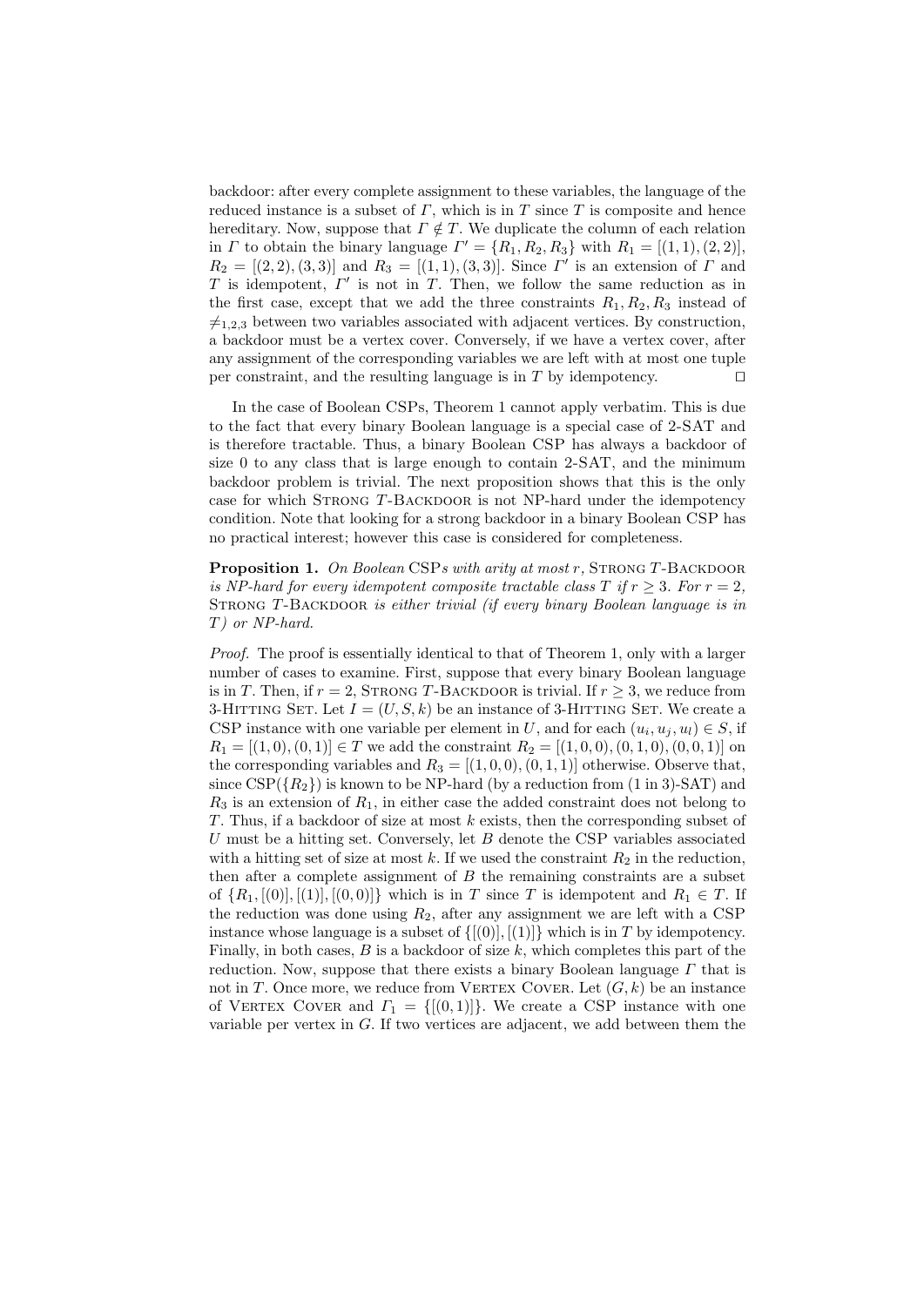backdoor: after every complete assignment to these variables, the language of the reduced instance is a subset of $\Gamma$, which is in $T$ since $T$ is composite and hence hereditary. Now, suppose that $\Gamma \notin T$. We duplicate the column of each relation in $\Gamma$ to obtain the binary language $\Gamma' = \{R_1, R_2, R_3\}$ with $R_1 = [(1,1),(2,2)]$, $R_2 = [(2,2),(3,3)]$ and $R_3 = [(1,1),(3,3)]$. Since $\Gamma'$ is an extension of $\Gamma$ and $T$ is idempotent, $\Gamma'$ is not in $T$. Then, we follow the same reduction as in the first case, except that we add the three constraints $R_1, R_2, R_3$ instead of $\neq_{1,2,3}$ between two variables associated with adjacent vertices. By construction, a backdoor must be a vertex cover. Conversely, if we have a vertex cover, after any assignment of the corresponding variables we are left with at most one tuple per constraint, and the resulting language is in $T$ by idempotency. $\square$

In the case of Boolean CSPs, Theorem 1 cannot apply verbatim. This is due to the fact that every binary Boolean language is a special case of 2-SAT and is therefore tractable. Thus, a binary Boolean CSP has always a backdoor of size 0 to any class that is large enough to contain 2-SAT, and the minimum backdoor problem is trivial. The next proposition shows that this is the only case for which Strong $T$-Backdoor is not NP-hard under the idempotency condition. Note that looking for a strong backdoor in a binary Boolean CSP has no practical interest; however this case is considered for completeness.

**Proposition 1.** *On Boolean* CSP*s with arity at most* $r$*,* Strong $T$-Backdoor *is NP-hard for every idempotent composite tractable class* $T$ *if* $r \geq 3$*. For* $r = 2$*,* Strong $T$-Backdoor *is either trivial (if every binary Boolean language is in* $T$*) or NP-hard.*

*Proof.* The proof is essentially identical to that of Theorem 1, only with a larger number of cases to examine. First, suppose that every binary Boolean language is in $T$. Then, if $r = 2$, Strong $T$-Backdoor is trivial. If $r \geq 3$, we reduce from 3-Hitting Set. Let $I = (U, S, k)$ be an instance of 3-Hitting Set. We create a CSP instance with one variable per element in $U$, and for each $(u_i, u_j, u_l) \in S$, if $R_1 = [(1,0),(0,1)] \in T$ we add the constraint $R_2 = [(1,0,0),(0,1,0),(0,0,1)]$ on the corresponding variables and $R_3 = [(1,0,0),(0,1,1)]$ otherwise. Observe that, since $\text{CSP}(\{R_2\})$ is known to be NP-hard (by a reduction from (1 in 3)-SAT) and $R_3$ is an extension of $R_1$, in either case the added constraint does not belong to $T$. Thus, if a backdoor of size at most $k$ exists, then the corresponding subset of $U$ must be a hitting set. Conversely, let $B$ denote the CSP variables associated with a hitting set of size at most $k$. If we used the constraint $R_2$ in the reduction, then after a complete assignment of $B$ the remaining constraints are a subset of $\{R_1, [(0)], [(1)], [(0,0)]\}$ which is in $T$ since $T$ is idempotent and $R_1 \in T$. If the reduction was done using $R_2$, after any assignment we are left with a CSP instance whose language is a subset of $\{[(0)], [(1)]\}$ which is in $T$ by idempotency. Finally, in both cases, $B$ is a backdoor of size $k$, which completes this part of the reduction. Now, suppose that there exists a binary Boolean language $\Gamma$ that is not in $T$. Once more, we reduce from Vertex Cover. Let $(G, k)$ be an instance of Vertex Cover and $\Gamma_1 = \{[(0,1)]\}$. We create a CSP instance with one variable per vertex in $G$. If two vertices are adjacent, we add between them the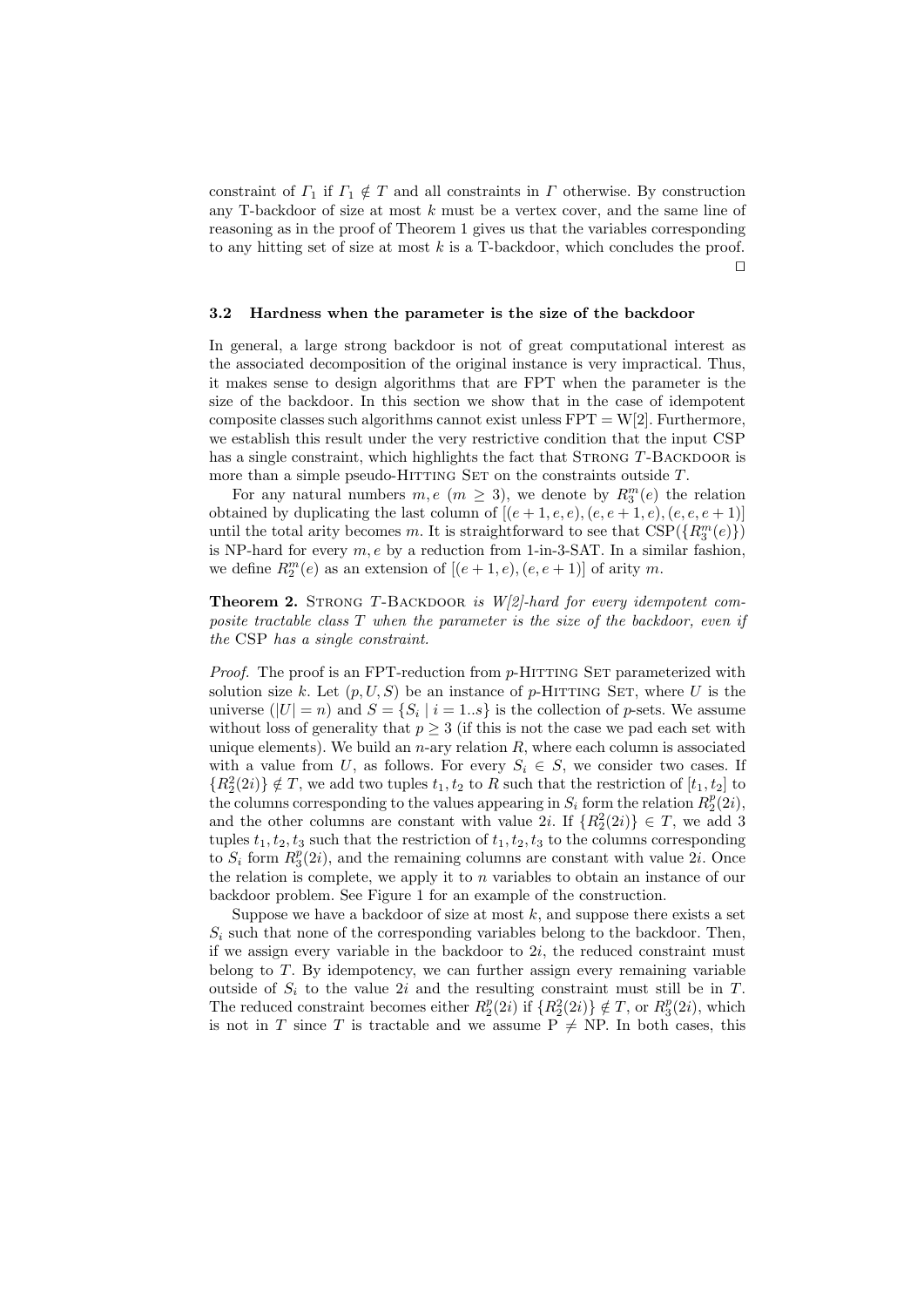constraint of $\Gamma_1$ if $\Gamma_1 \notin T$ and all constraints in $\Gamma$ otherwise. By construction any T-backdoor of size at most $k$ must be a vertex cover, and the same line of reasoning as in the proof of Theorem 1 gives us that the variables corresponding to any hitting set of size at most $k$ is a T-backdoor, which concludes the proof. □

### 3.2 Hardness when the parameter is the size of the backdoor

In general, a large strong backdoor is not of great computational interest as the associated decomposition of the original instance is very impractical. Thus, it makes sense to design algorithms that are FPT when the parameter is the size of the backdoor. In this section we show that in the case of idempotent composite classes such algorithms cannot exist unless FPT = W[2]. Furthermore, we establish this result under the very restrictive condition that the input CSP has a single constraint, which highlights the fact that Strong $T$-Backdoor is more than a simple pseudo-Hitting Set on the constraints outside $T$.

For any natural numbers $m, e$ ($m \geq 3$), we denote by $R_3^m(e)$ the relation obtained by duplicating the last column of $[(e+1, e, e), (e, e+1, e), (e, e, e+1)]$ until the total arity becomes $m$. It is straightforward to see that $\text{CSP}(\{R_3^m(e)\})$ is NP-hard for every $m, e$ by a reduction from 1-in-3-SAT. In a similar fashion, we define $R_2^m(e)$ as an extension of $[(e+1, e), (e, e+1)]$ of arity $m$.

**Theorem 2.** *Strong $T$-Backdoor is W[2]-hard for every idempotent composite tractable class $T$ when the parameter is the size of the backdoor, even if the* CSP *has a single constraint.*

*Proof.* The proof is an FPT-reduction from $p$-Hitting Set parameterized with solution size $k$. Let $(p, U, S)$ be an instance of $p$-Hitting Set, where $U$ is the universe ($|U| = n$) and $S = \{S_i \mid i = 1..s\}$ is the collection of $p$-sets. We assume without loss of generality that $p \geq 3$ (if this is not the case we pad each set with unique elements). We build an $n$-ary relation $R$, where each column is associated with a value from $U$, as follows. For every $S_i \in S$, we consider two cases. If $\{R_2^2(2i)\} \notin T$, we add two tuples $t_1, t_2$ to $R$ such that the restriction of $[t_1, t_2]$ to the columns corresponding to the values appearing in $S_i$ form the relation $R_2^p(2i)$, and the other columns are constant with value $2i$. If $\{R_2^2(2i)\} \in T$, we add 3 tuples $t_1, t_2, t_3$ such that the restriction of $t_1, t_2, t_3$ to the columns corresponding to $S_i$ form $R_3^p(2i)$, and the remaining columns are constant with value $2i$. Once the relation is complete, we apply it to $n$ variables to obtain an instance of our backdoor problem. See Figure 1 for an example of the construction.

Suppose we have a backdoor of size at most $k$, and suppose there exists a set $S_i$ such that none of the corresponding variables belong to the backdoor. Then, if we assign every variable in the backdoor to $2i$, the reduced constraint must belong to $T$. By idempotency, we can further assign every remaining variable outside of $S_i$ to the value $2i$ and the resulting constraint must still be in $T$. The reduced constraint becomes either $R_2^p(2i)$ if $\{R_2^2(2i)\} \notin T$, or $R_3^p(2i)$, which is not in $T$ since $T$ is tractable and we assume P $\neq$ NP. In both cases, this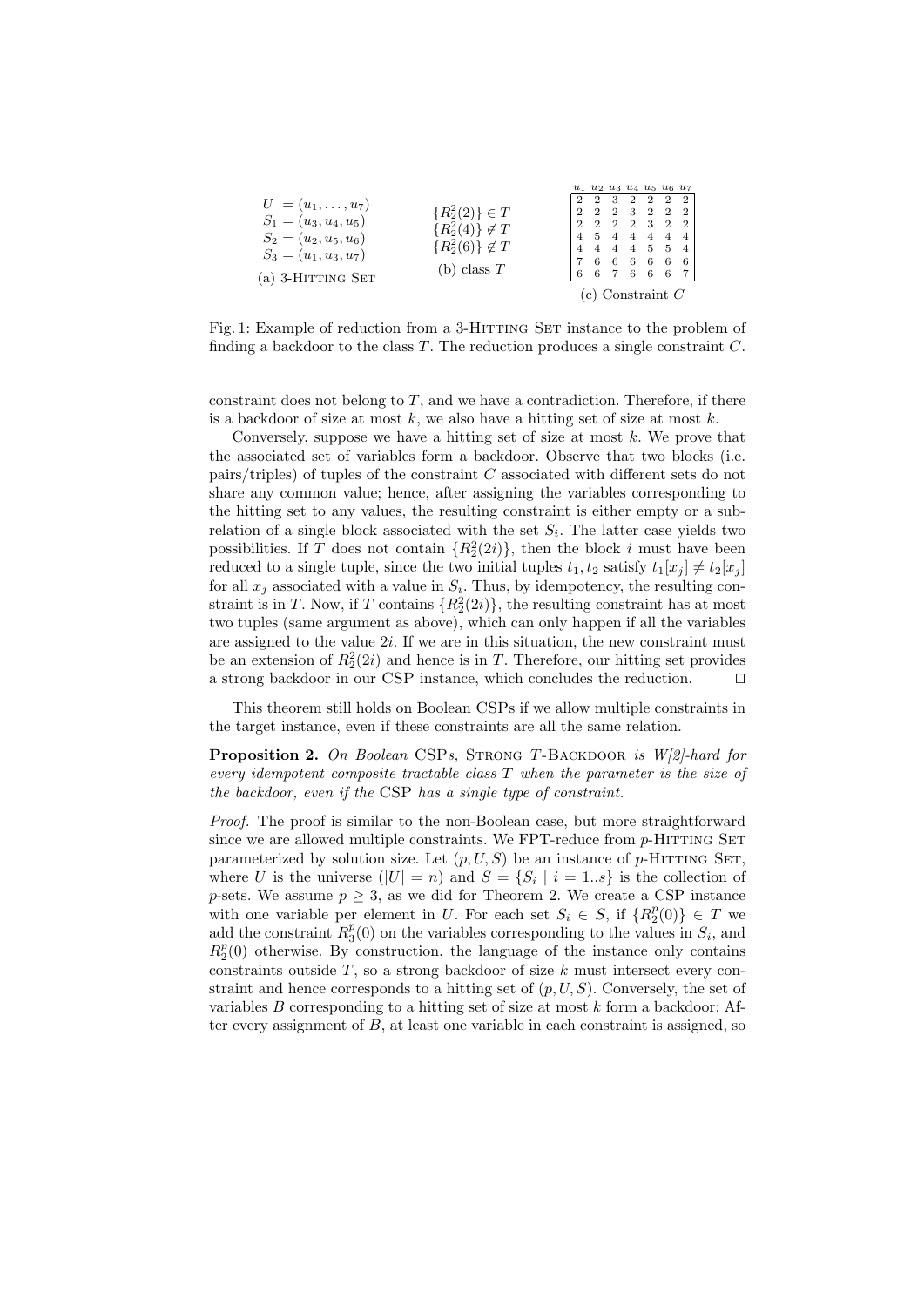$U = (u_1, \ldots, u_7)$
$S_1 = (u_3, u_4, u_5)$
$S_2 = (u_2, u_5, u_6)$
$S_3 = (u_1, u_3, u_7)$

(a) 3-Hitting Set

$\{R_2^2(2)\} \in T$
$\{R_2^2(4)\} \notin T$
$\{R_2^2(6)\} \notin T$

(b) class $T$

| $u_1$ | $u_2$ | $u_3$ | $u_4$ | $u_5$ | $u_6$ | $u_7$ |
|---|---|---|---|---|---|---|
| 2 | 2 | 3 | 2 | 2 | 2 | 2 |
| 2 | 2 | 2 | 3 | 2 | 2 | 2 |
| 2 | 2 | 2 | 2 | 3 | 2 | 2 |
| 4 | 5 | 4 | 4 | 4 | 4 | 4 |
| 4 | 4 | 4 | 4 | 5 | 5 | 4 |
| 7 | 6 | 6 | 6 | 6 | 6 | 6 |
| 6 | 6 | 7 | 6 | 6 | 6 | 7 |

(c) Constraint $C$

Fig. 1: Example of reduction from a 3-Hitting Set instance to the problem of finding a backdoor to the class $T$. The reduction produces a single constraint $C$.

constraint does not belong to $T$, and we have a contradiction. Therefore, if there is a backdoor of size at most $k$, we also have a hitting set of size at most $k$.

Conversely, suppose we have a hitting set of size at most $k$. We prove that the associated set of variables form a backdoor. Observe that two blocks (i.e. pairs/triples) of tuples of the constraint $C$ associated with different sets do not share any common value; hence, after assigning the variables corresponding to the hitting set to any values, the resulting constraint is either empty or a subrelation of a single block associated with the set $S_i$. The latter case yields two possibilities. If $T$ does not contain $\{R_2^2(2i)\}$, then the block $i$ must have been reduced to a single tuple, since the two initial tuples $t_1, t_2$ satisfy $t_1[x_j] \neq t_2[x_j]$ for all $x_j$ associated with a value in $S_i$. Thus, by idempotency, the resulting constraint is in $T$. Now, if $T$ contains $\{R_2^2(2i)\}$, the resulting constraint has at most two tuples (same argument as above), which can only happen if all the variables are assigned to the value $2i$. If we are in this situation, the new constraint must be an extension of $R_2^2(2i)$ and hence is in $T$. Therefore, our hitting set provides a strong backdoor in our CSP instance, which concludes the reduction. ◻

This theorem still holds on Boolean CSPs if we allow multiple constraints in the target instance, even if these constraints are all the same relation.

**Proposition 2.** *On Boolean* CSP*s,* Strong $T$-Backdoor *is W[2]-hard for every idempotent composite tractable class $T$ when the parameter is the size of the backdoor, even if the* CSP *has a single type of constraint.*

*Proof.* The proof is similar to the non-Boolean case, but more straightforward since we are allowed multiple constraints. We FPT-reduce from $p$-Hitting Set parameterized by solution size. Let $(p, U, S)$ be an instance of $p$-Hitting Set, where $U$ is the universe ($|U| = n$) and $S = \{S_i \mid i = 1..s\}$ is the collection of $p$-sets. We assume $p \geq 3$, as we did for Theorem 2. We create a CSP instance with one variable per element in $U$. For each set $S_i \in S$, if $\{R_2^p(0)\} \in T$ we add the constraint $R_3^p(0)$ on the variables corresponding to the values in $S_i$, and $R_2^p(0)$ otherwise. By construction, the language of the instance only contains constraints outside $T$, so a strong backdoor of size $k$ must intersect every constraint and hence corresponds to a hitting set of $(p, U, S)$. Conversely, the set of variables $B$ corresponding to a hitting set of size at most $k$ form a backdoor: After every assignment of $B$, at least one variable in each constraint is assigned, so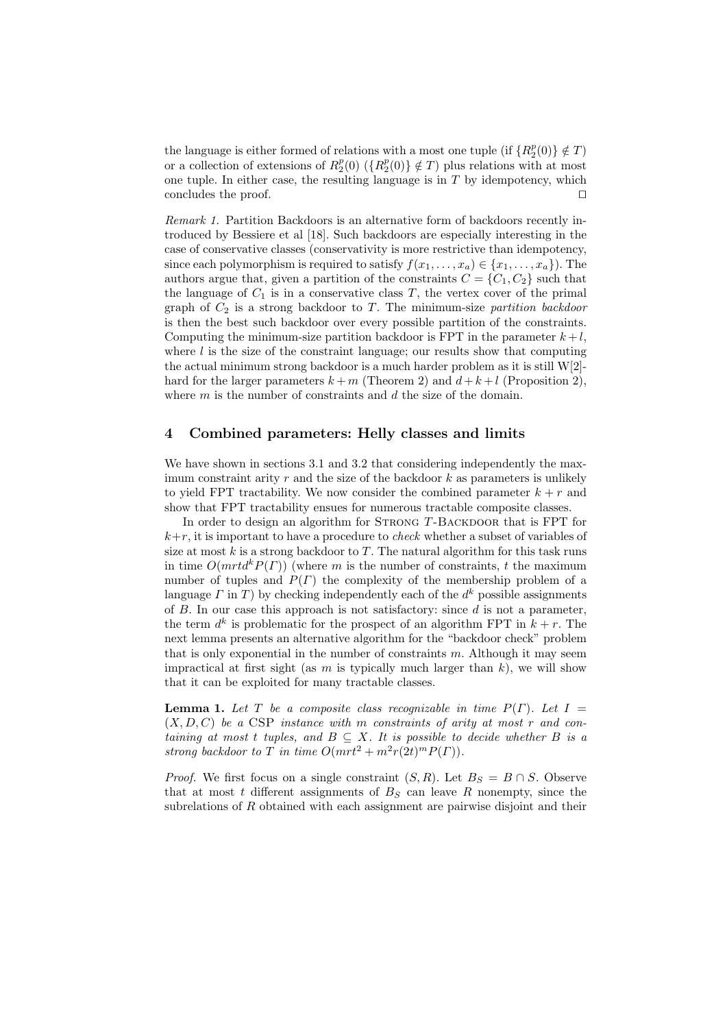the language is either formed of relations with a most one tuple (if $\{R_2^p(0)\} \notin T$) or a collection of extensions of $R_2^p(0)$ ($\{R_2^p(0)\} \notin T$) plus relations with at most one tuple. In either case, the resulting language is in $T$ by idempotency, which concludes the proof. ☐

*Remark 1.* Partition Backdoors is an alternative form of backdoors recently introduced by Bessiere et al [18]. Such backdoors are especially interesting in the case of conservative classes (conservativity is more restrictive than idempotency, since each polymorphism is required to satisfy $f(x_1, \ldots, x_a) \in \{x_1, \ldots, x_a\}$). The authors argue that, given a partition of the constraints $C = \{C_1, C_2\}$ such that the language of $C_1$ is in a conservative class $T$, the vertex cover of the primal graph of $C_2$ is a strong backdoor to $T$. The minimum-size *partition backdoor* is then the best such backdoor over every possible partition of the constraints. Computing the minimum-size partition backdoor is FPT in the parameter $k+l$, where $l$ is the size of the constraint language; our results show that computing the actual minimum strong backdoor is a much harder problem as it is still W[2]-hard for the larger parameters $k+m$ (Theorem 2) and $d+k+l$ (Proposition 2), where $m$ is the number of constraints and $d$ the size of the domain.

## 4 Combined parameters: Helly classes and limits

We have shown in sections 3.1 and 3.2 that considering independently the maximum constraint arity $r$ and the size of the backdoor $k$ as parameters is unlikely to yield FPT tractability. We now consider the combined parameter $k+r$ and show that FPT tractability ensues for numerous tractable composite classes.

In order to design an algorithm for Strong $T$-Backdoor that is FPT for $k+r$, it is important to have a procedure to *check* whether a subset of variables of size at most $k$ is a strong backdoor to $T$. The natural algorithm for this task runs in time $O(mrtd^k P(\Gamma))$ (where $m$ is the number of constraints, $t$ the maximum number of tuples and $P(\Gamma)$ the complexity of the membership problem of a language $\Gamma$ in $T$) by checking independently each of the $d^k$ possible assignments of $B$. In our case this approach is not satisfactory: since $d$ is not a parameter, the term $d^k$ is problematic for the prospect of an algorithm FPT in $k+r$. The next lemma presents an alternative algorithm for the "backdoor check" problem that is only exponential in the number of constraints $m$. Although it may seem impractical at first sight (as $m$ is typically much larger than $k$), we will show that it can be exploited for many tractable classes.

**Lemma 1.** *Let $T$ be a composite class recognizable in time $P(\Gamma)$. Let $I = (X, D, C)$ be a* CSP *instance with $m$ constraints of arity at most $r$ and containing at most $t$ tuples, and $B \subseteq X$. It is possible to decide whether $B$ is a strong backdoor to $T$ in time $O(mrt^2 + m^2 r(2t)^m P(\Gamma))$.*

*Proof.* We first focus on a single constraint $(S, R)$. Let $B_S = B \cap S$. Observe that at most $t$ different assignments of $B_S$ can leave $R$ nonempty, since the subrelations of $R$ obtained with each assignment are pairwise disjoint and their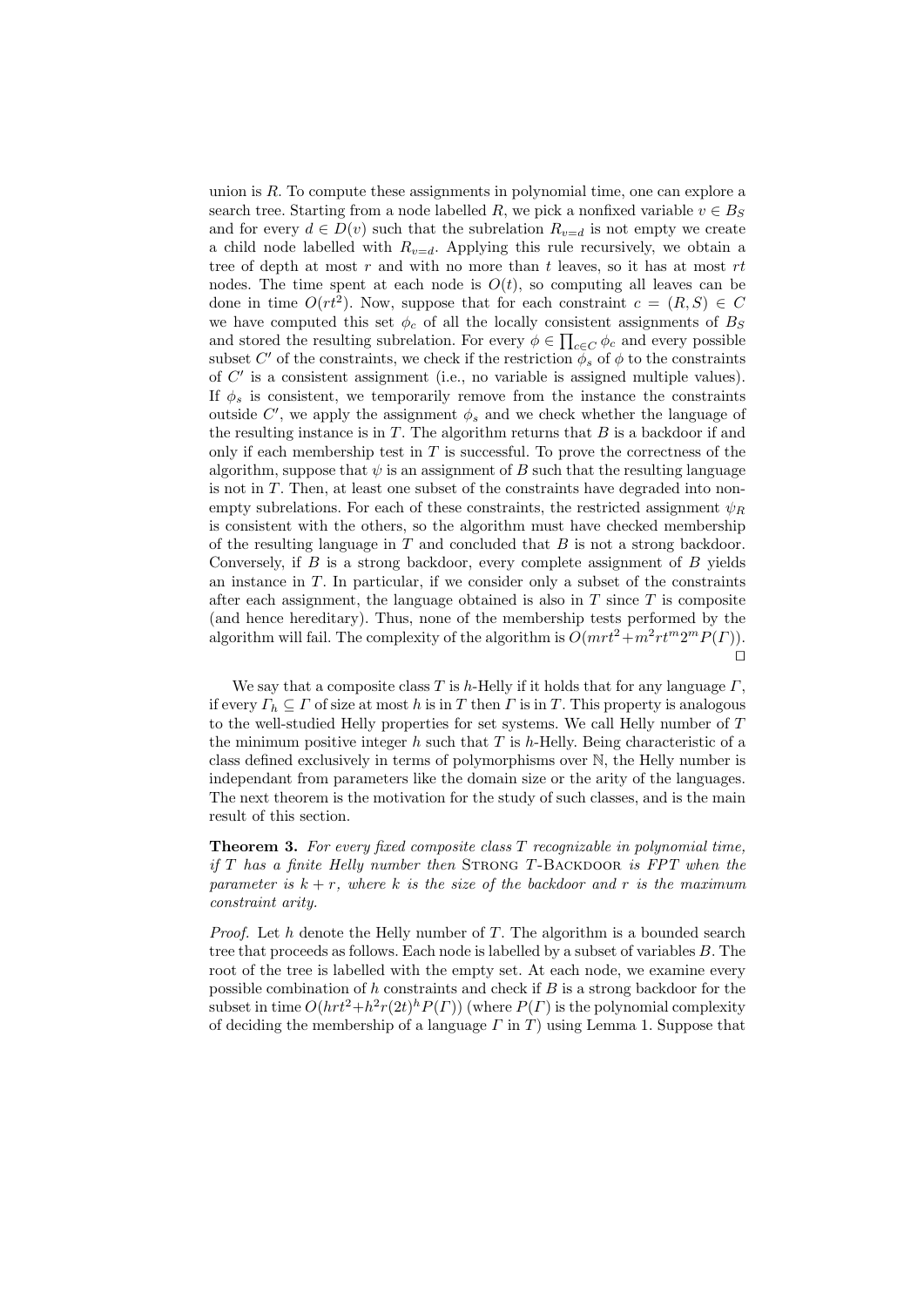union is $R$. To compute these assignments in polynomial time, one can explore a search tree. Starting from a node labelled $R$, we pick a nonfixed variable $v \in B_S$ and for every $d \in D(v)$ such that the subrelation $R_{v=d}$ is not empty we create a child node labelled with $R_{v=d}$. Applying this rule recursively, we obtain a tree of depth at most $r$ and with no more than $t$ leaves, so it has at most $rt$ nodes. The time spent at each node is $O(t)$, so computing all leaves can be done in time $O(rt^2)$. Now, suppose that for each constraint $c = (R, S) \in C$ we have computed this set $\phi_c$ of all the locally consistent assignments of $B_S$ and stored the resulting subrelation. For every $\phi \in \prod_{c \in C} \phi_c$ and every possible subset $C'$ of the constraints, we check if the restriction $\phi_s$ of $\phi$ to the constraints of $C'$ is a consistent assignment (i.e., no variable is assigned multiple values). If $\phi_s$ is consistent, we temporarily remove from the instance the constraints outside $C'$, we apply the assignment $\phi_s$ and we check whether the language of the resulting instance is in $T$. The algorithm returns that $B$ is a backdoor if and only if each membership test in $T$ is successful. To prove the correctness of the algorithm, suppose that $\psi$ is an assignment of $B$ such that the resulting language is not in $T$. Then, at least one subset of the constraints have degraded into non-empty subrelations. For each of these constraints, the restricted assignment $\psi_R$ is consistent with the others, so the algorithm must have checked membership of the resulting language in $T$ and concluded that $B$ is not a strong backdoor. Conversely, if $B$ is a strong backdoor, every complete assignment of $B$ yields an instance in $T$. In particular, if we consider only a subset of the constraints after each assignment, the language obtained is also in $T$ since $T$ is composite (and hence hereditary). Thus, none of the membership tests performed by the algorithm will fail. The complexity of the algorithm is $O(mrt^2 + m^2rt^m2^mP(\Gamma))$. ☐

We say that a composite class $T$ is $h$-Helly if it holds that for any language $\Gamma$, if every $\Gamma_h \subseteq \Gamma$ of size at most $h$ is in $T$ then $\Gamma$ is in $T$. This property is analogous to the well-studied Helly properties for set systems. We call Helly number of $T$ the minimum positive integer $h$ such that $T$ is $h$-Helly. Being characteristic of a class defined exclusively in terms of polymorphisms over $\mathbb{N}$, the Helly number is independant from parameters like the domain size or the arity of the languages. The next theorem is the motivation for the study of such classes, and is the main result of this section.

**Theorem 3.** *For every fixed composite class $T$ recognizable in polynomial time, if $T$ has a finite Helly number then* Strong $T$-Backdoor *is FPT when the parameter is $k + r$, where $k$ is the size of the backdoor and $r$ is the maximum constraint arity.*

*Proof.* Let $h$ denote the Helly number of $T$. The algorithm is a bounded search tree that proceeds as follows. Each node is labelled by a subset of variables $B$. The root of the tree is labelled with the empty set. At each node, we examine every possible combination of $h$ constraints and check if $B$ is a strong backdoor for the subset in time $O(hrt^2 + h^2r(2t)^hP(\Gamma))$ (where $P(\Gamma)$ is the polynomial complexity of deciding the membership of a language $\Gamma$ in $T$) using Lemma 1. Suppose that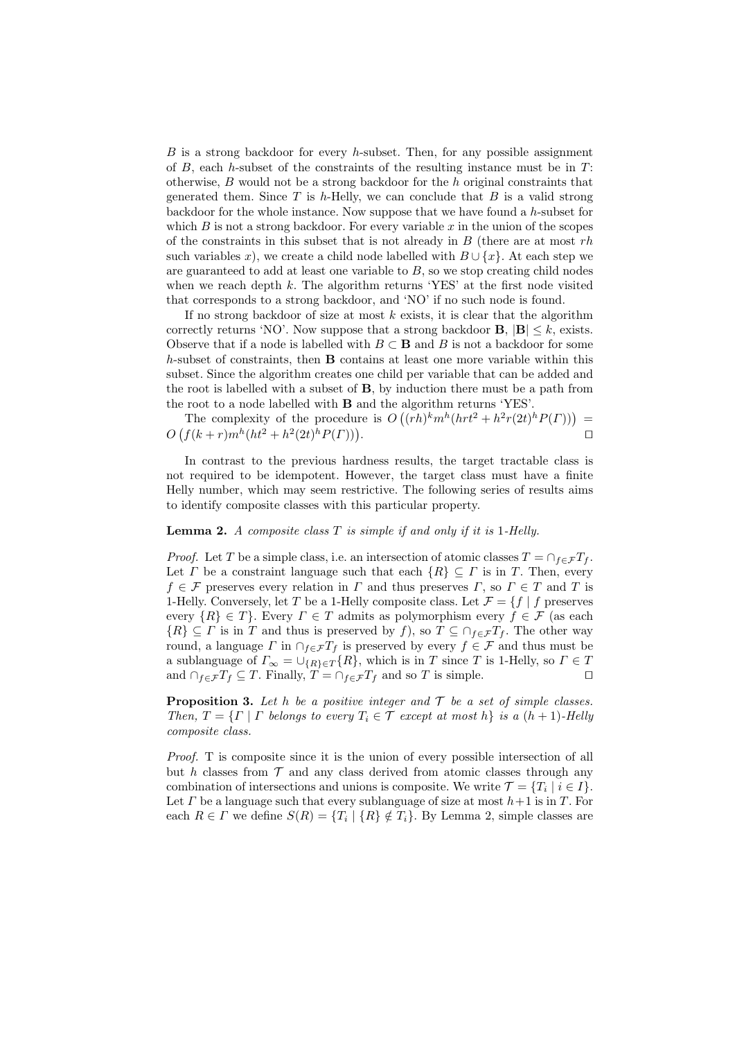$B$ is a strong backdoor for every $h$-subset. Then, for any possible assignment of $B$, each $h$-subset of the constraints of the resulting instance must be in $T$: otherwise, $B$ would not be a strong backdoor for the $h$ original constraints that generated them. Since $T$ is $h$-Helly, we can conclude that $B$ is a valid strong backdoor for the whole instance. Now suppose that we have found a $h$-subset for which $B$ is not a strong backdoor. For every variable $x$ in the union of the scopes of the constraints in this subset that is not already in $B$ (there are at most $rh$ such variables $x$), we create a child node labelled with $B \cup \{x\}$. At each step we are guaranteed to add at least one variable to $B$, so we stop creating child nodes when we reach depth $k$. The algorithm returns 'YES' at the first node visited that corresponds to a strong backdoor, and 'NO' if no such node is found.

If no strong backdoor of size at most $k$ exists, it is clear that the algorithm correctly returns 'NO'. Now suppose that a strong backdoor $\mathbf{B}$, $|\mathbf{B}| \leq k$, exists. Observe that if a node is labelled with $B \subset \mathbf{B}$ and $B$ is not a backdoor for some $h$-subset of constraints, then $\mathbf{B}$ contains at least one more variable within this subset. Since the algorithm creates one child per variable that can be added and the root is labelled with a subset of $\mathbf{B}$, by induction there must be a path from the root to a node labelled with $\mathbf{B}$ and the algorithm returns 'YES'.

The complexity of the procedure is $O\left((rh)^k m^h (hrt^2 + h^2 r (2t)^h P(\Gamma))\right) = O\left(f(k+r) m^h (ht^2 + h^2 (2t)^h P(\Gamma))\right)$. ☐

In contrast to the previous hardness results, the target tractable class is not required to be idempotent. However, the target class must have a finite Helly number, which may seem restrictive. The following series of results aims to identify composite classes with this particular property.

**Lemma 2.** *A composite class $T$ is simple if and only if it is 1-Helly.*

*Proof.* Let $T$ be a simple class, i.e. an intersection of atomic classes $T = \cap_{f \in \mathcal{F}} T_f$. Let $\Gamma$ be a constraint language such that each $\{R\} \subseteq \Gamma$ is in $T$. Then, every $f \in \mathcal{F}$ preserves every relation in $\Gamma$ and thus preserves $\Gamma$, so $\Gamma \in T$ and $T$ is 1-Helly. Conversely, let $T$ be a 1-Helly composite class. Let $\mathcal{F} = \{f \mid f$ preserves every $\{R\} \in T\}$. Every $\Gamma \in T$ admits as polymorphism every $f \in \mathcal{F}$ (as each $\{R\} \subseteq \Gamma$ is in $T$ and thus is preserved by $f$), so $T \subseteq \cap_{f \in \mathcal{F}} T_f$. The other way round, a language $\Gamma$ in $\cap_{f \in \mathcal{F}} T_f$ is preserved by every $f \in \mathcal{F}$ and thus must be a sublanguage of $\Gamma_\infty = \cup_{\{R\} \in T} \{R\}$, which is in $T$ since $T$ is 1-Helly, so $\Gamma \in T$ and $\cap_{f \in \mathcal{F}} T_f \subseteq T$. Finally, $T = \cap_{f \in \mathcal{F}} T_f$ and so $T$ is simple. ☐

**Proposition 3.** *Let $h$ be a positive integer and $\mathcal{T}$ be a set of simple classes. Then, $T = \{\Gamma \mid \Gamma$ belongs to every $T_i \in \mathcal{T}$ except at most $h\}$ is a $(h+1)$-Helly composite class.*

*Proof.* T is composite since it is the union of every possible intersection of all but $h$ classes from $\mathcal{T}$ and any class derived from atomic classes through any combination of intersections and unions is composite. We write $\mathcal{T} = \{T_i \mid i \in I\}$. Let $\Gamma$ be a language such that every sublanguage of size at most $h+1$ is in $T$. For each $R \in \Gamma$ we define $S(R) = \{T_i \mid \{R\} \notin T_i\}$. By Lemma 2, simple classes are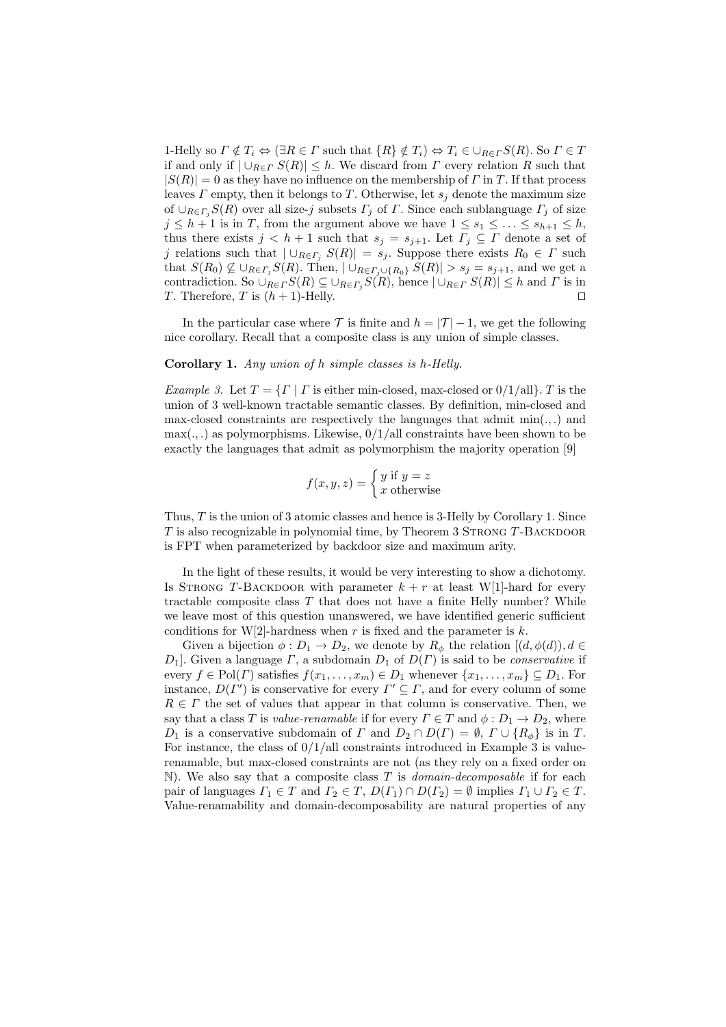1-Helly so $\Gamma \notin T_i \Leftrightarrow (\exists R \in \Gamma$ such that $\{R\} \notin T_i) \Leftrightarrow T_i \in \cup_{R \in \Gamma} S(R)$. So $\Gamma \in T$ if and only if $|\cup_{R \in \Gamma} S(R)| \leq h$. We discard from $\Gamma$ every relation $R$ such that $|S(R)| = 0$ as they have no influence on the membership of $\Gamma$ in $T$. If that process leaves $\Gamma$ empty, then it belongs to $T$. Otherwise, let $s_j$ denote the maximum size of $\cup_{R \in \Gamma_j} S(R)$ over all size-$j$ subsets $\Gamma_j$ of $\Gamma$. Since each sublanguage $\Gamma_j$ of size $j \leq h+1$ is in $T$, from the argument above we have $1 \leq s_1 \leq \ldots \leq s_{h+1} \leq h$, thus there exists $j < h+1$ such that $s_j = s_{j+1}$. Let $\Gamma_j \subseteq \Gamma$ denote a set of $j$ relations such that $|\cup_{R \in \Gamma_j} S(R)| = s_j$. Suppose there exists $R_0 \in \Gamma$ such that $S(R_0) \not\subseteq \cup_{R \in \Gamma_j} S(R)$. Then, $|\cup_{R \in \Gamma_j \cup \{R_0\}} S(R)| > s_j = s_{j+1}$, and we get a contradiction. So $\cup_{R \in \Gamma} S(R) \subseteq \cup_{R \in \Gamma_j} S(R)$, hence $|\cup_{R \in \Gamma} S(R)| \leq h$ and $\Gamma$ is in $T$. Therefore, $T$ is $(h+1)$-Helly. ◻

In the particular case where $\mathcal{T}$ is finite and $h = |\mathcal{T}| - 1$, we get the following nice corollary. Recall that a composite class is any union of simple classes.

**Corollary 1.** *Any union of $h$ simple classes is $h$-Helly.*

*Example 3.* Let $T = \{\Gamma \mid \Gamma$ is either min-closed, max-closed or 0/1/all$\}$. $T$ is the union of 3 well-known tractable semantic classes. By definition, min-closed and max-closed constraints are respectively the languages that admit $\min(.,.)$ and $\max(.,.)$ as polymorphisms. Likewise, 0/1/all constraints have been shown to be exactly the languages that admit as polymorphism the majority operation [9]

$$f(x,y,z) = \begin{cases} y \text{ if } y = z \\ x \text{ otherwise} \end{cases}$$

Thus, $T$ is the union of 3 atomic classes and hence is 3-Helly by Corollary 1. Since $T$ is also recognizable in polynomial time, by Theorem 3 STRONG $T$-BACKDOOR is FPT when parameterized by backdoor size and maximum arity.

In the light of these results, it would be very interesting to show a dichotomy. Is STRONG $T$-BACKDOOR with parameter $k + r$ at least W[1]-hard for every tractable composite class $T$ that does not have a finite Helly number? While we leave most of this question unanswered, we have identified generic sufficient conditions for W[2]-hardness when $r$ is fixed and the parameter is $k$.

Given a bijection $\phi : D_1 \to D_2$, we denote by $R_\phi$ the relation $[(d, \phi(d)), d \in D_1]$. Given a language $\Gamma$, a subdomain $D_1$ of $D(\Gamma)$ is said to be *conservative* if every $f \in \text{Pol}(\Gamma)$ satisfies $f(x_1, \ldots, x_m) \in D_1$ whenever $\{x_1, \ldots, x_m\} \subseteq D_1$. For instance, $D(\Gamma')$ is conservative for every $\Gamma' \subseteq \Gamma$, and for every column of some $R \in \Gamma$ the set of values that appear in that column is conservative. Then, we say that a class $T$ is *value-renamable* if for every $\Gamma \in T$ and $\phi : D_1 \to D_2$, where $D_1$ is a conservative subdomain of $\Gamma$ and $D_2 \cap D(\Gamma) = \emptyset$, $\Gamma \cup \{R_\phi\}$ is in $T$. For instance, the class of 0/1/all constraints introduced in Example 3 is value-renamable, but max-closed constraints are not (as they rely on a fixed order on $\mathbb{N}$). We also say that a composite class $T$ is *domain-decomposable* if for each pair of languages $\Gamma_1 \in T$ and $\Gamma_2 \in T$, $D(\Gamma_1) \cap D(\Gamma_2) = \emptyset$ implies $\Gamma_1 \cup \Gamma_2 \in T$. Value-renamability and domain-decomposability are natural properties of any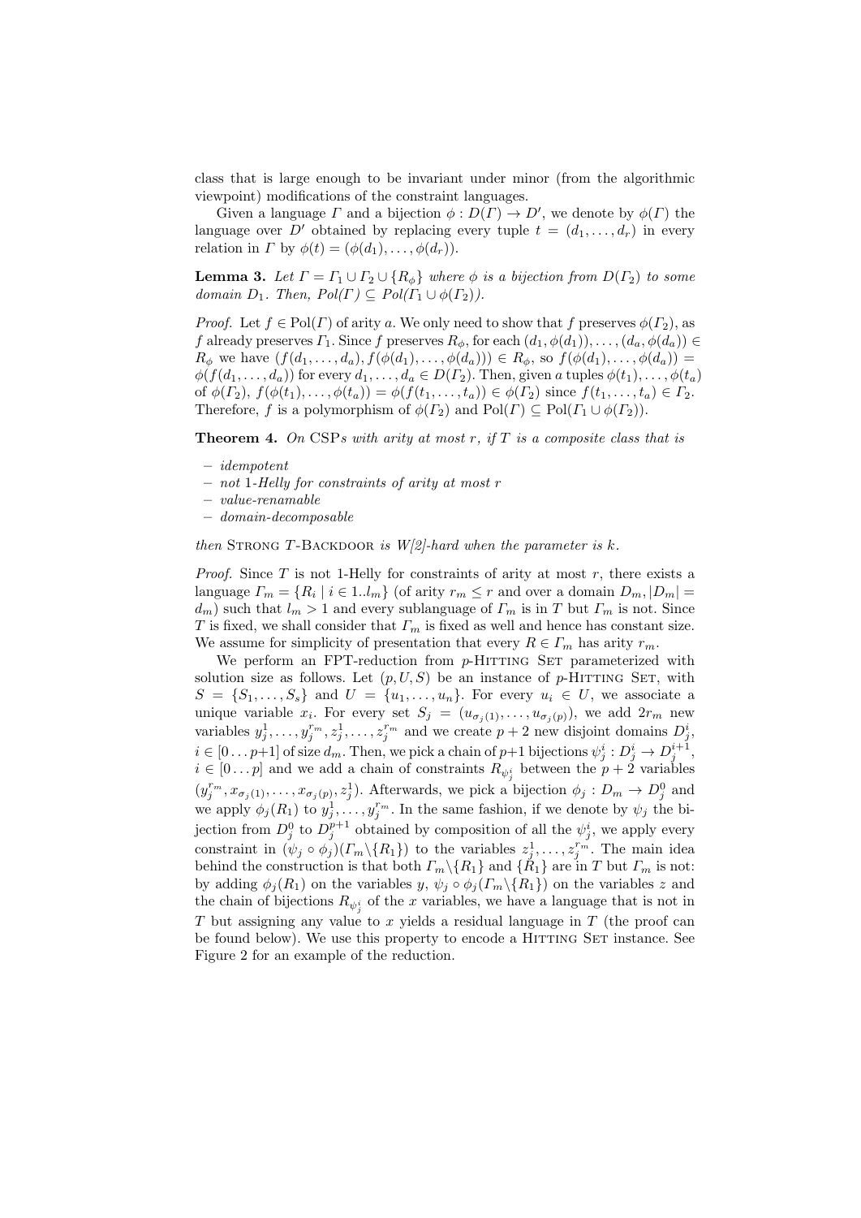class that is large enough to be invariant under minor (from the algorithmic viewpoint) modifications of the constraint languages.

Given a language $\Gamma$ and a bijection $\phi : D(\Gamma) \to D'$, we denote by $\phi(\Gamma)$ the language over $D'$ obtained by replacing every tuple $t = (d_1, \ldots, d_r)$ in every relation in $\Gamma$ by $\phi(t) = (\phi(d_1), \ldots, \phi(d_r))$.

**Lemma 3.** *Let $\Gamma = \Gamma_1 \cup \Gamma_2 \cup \{R_\phi\}$ where $\phi$ is a bijection from $D(\Gamma_2)$ to some domain $D_1$. Then, $Pol(\Gamma) \subseteq Pol(\Gamma_1 \cup \phi(\Gamma_2))$.*

*Proof.* Let $f \in \mathrm{Pol}(\Gamma)$ of arity $a$. We only need to show that $f$ preserves $\phi(\Gamma_2)$, as $f$ already preserves $\Gamma_1$. Since $f$ preserves $R_\phi$, for each $(d_1, \phi(d_1)), \ldots, (d_a, \phi(d_a)) \in R_\phi$ we have $(f(d_1, \ldots, d_a), f(\phi(d_1), \ldots, \phi(d_a))) \in R_\phi$, so $f(\phi(d_1), \ldots, \phi(d_a)) = \phi(f(d_1, \ldots, d_a))$ for every $d_1, \ldots, d_a \in D(\Gamma_2)$. Then, given $a$ tuples $\phi(t_1), \ldots, \phi(t_a)$ of $\phi(\Gamma_2)$, $f(\phi(t_1), \ldots, \phi(t_a)) = \phi(f(t_1, \ldots, t_a)) \in \phi(\Gamma_2)$ since $f(t_1, \ldots, t_a) \in \Gamma_2$. Therefore, $f$ is a polymorphism of $\phi(\Gamma_2)$ and $\mathrm{Pol}(\Gamma) \subseteq \mathrm{Pol}(\Gamma_1 \cup \phi(\Gamma_2))$.

**Theorem 4.** *On* CSP*s with arity at most $r$, if $T$ is a composite class that is*

- *idempotent*
- *not 1-Helly for constraints of arity at most $r$*
- *value-renamable*
- *domain-decomposable*

*then* Strong $T$-Backdoor *is W[2]-hard when the parameter is $k$.*

*Proof.* Since $T$ is not 1-Helly for constraints of arity at most $r$, there exists a language $\Gamma_m = \{R_i \mid i \in 1..l_m\}$ (of arity $r_m \leq r$ and over a domain $D_m, |D_m| = d_m$) such that $l_m > 1$ and every sublanguage of $\Gamma_m$ is in $T$ but $\Gamma_m$ is not. Since $T$ is fixed, we shall consider that $\Gamma_m$ is fixed as well and hence has constant size. We assume for simplicity of presentation that every $R \in \Gamma_m$ has arity $r_m$.

We perform an FPT-reduction from $p$-Hitting Set parameterized with solution size as follows. Let $(p, U, S)$ be an instance of $p$-Hitting Set, with $S = \{S_1, \ldots, S_s\}$ and $U = \{u_1, \ldots, u_n\}$. For every $u_i \in U$, we associate a unique variable $x_i$. For every set $S_j = (u_{\sigma_j(1)}, \ldots, u_{\sigma_j(p)})$, we add $2r_m$ new variables $y_j^1, \ldots, y_j^{r_m}, z_j^1, \ldots, z_j^{r_m}$ and we create $p+2$ new disjoint domains $D_j^i$, $i \in [0 \ldots p{+}1]$ of size $d_m$. Then, we pick a chain of $p{+}1$ bijections $\psi_j^i : D_j^i \to D_j^{i+1}$, $i \in [0 \ldots p]$ and we add a chain of constraints $R_{\psi_j^i}$ between the $p+2$ variables $(y_j^{r_m}, x_{\sigma_j(1)}, \ldots, x_{\sigma_j(p)}, z_j^1)$. Afterwards, we pick a bijection $\phi_j : D_m \to D_j^0$ and we apply $\phi_j(R_1)$ to $y_j^1, \ldots, y_j^{r_m}$. In the same fashion, if we denote by $\psi_j$ the bijection from $D_j^0$ to $D_j^{p+1}$ obtained by composition of all the $\psi_j^i$, we apply every constraint in $(\psi_j \circ \phi_j)(\Gamma_m \backslash \{R_1\})$ to the variables $z_j^1, \ldots, z_j^{r_m}$. The main idea behind the construction is that both $\Gamma_m \backslash \{R_1\}$ and $\{R_1\}$ are in $T$ but $\Gamma_m$ is not: by adding $\phi_j(R_1)$ on the variables $y$, $\psi_j \circ \phi_j(\Gamma_m \backslash \{R_1\})$ on the variables $z$ and the chain of bijections $R_{\psi_j^i}$ of the $x$ variables, we have a language that is not in $T$ but assigning any value to $x$ yields a residual language in $T$ (the proof can be found below). We use this property to encode a Hitting Set instance. See Figure 2 for an example of the reduction.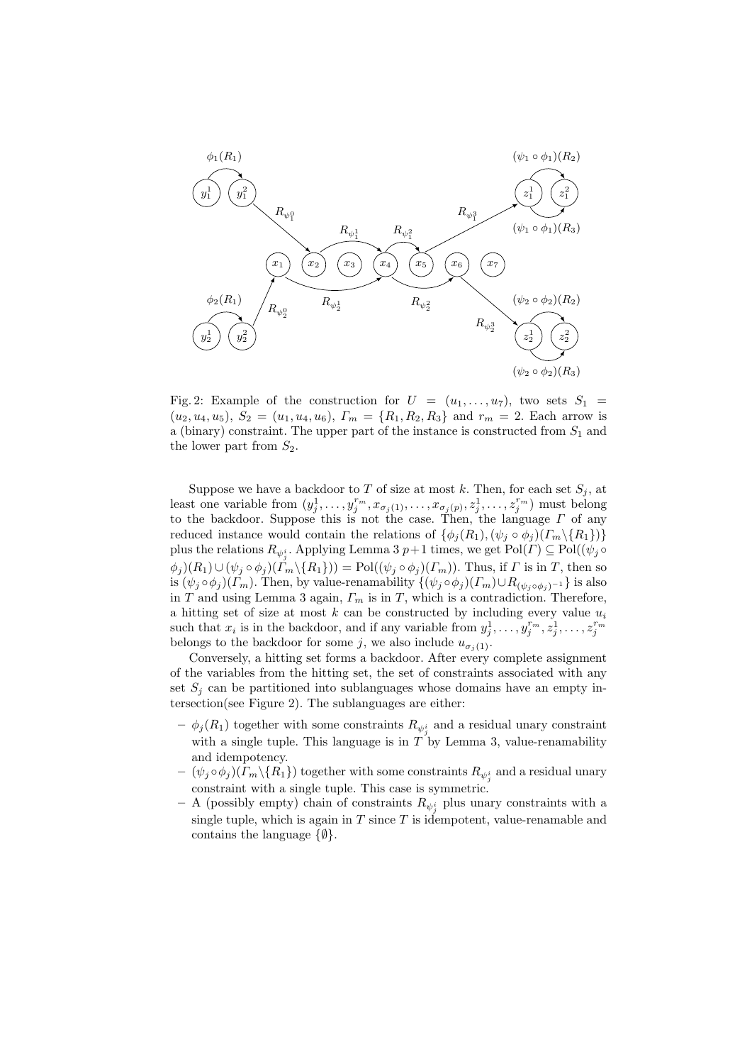Fig. 2: Example of the construction for $U = (u_1, \ldots, u_7)$, two sets $S_1 = (u_2, u_4, u_5)$, $S_2 = (u_1, u_4, u_6)$, $\Gamma_m = \{R_1, R_2, R_3\}$ and $r_m = 2$. Each arrow is a (binary) constraint. The upper part of the instance is constructed from $S_1$ and the lower part from $S_2$.

Suppose we have a backdoor to $T$ of size at most $k$. Then, for each set $S_j$, at least one variable from $(y_j^1, \ldots, y_j^{r_m}, x_{\sigma_j(1)}, \ldots, x_{\sigma_j(p)}, z_j^1, \ldots, z_j^{r_m})$ must belong to the backdoor. Suppose this is not the case. Then, the language $\Gamma$ of any reduced instance would contain the relations of $\{\phi_j(R_1), (\psi_j \circ \phi_j)(\Gamma_m \backslash \{R_1\})\}$ plus the relations $R_{\psi_j^i}$. Applying Lemma 3 $p+1$ times, we get $\mathrm{Pol}(\Gamma) \subseteq \mathrm{Pol}((\psi_j \circ \phi_j)(R_1) \cup (\psi_j \circ \phi_j)(\Gamma_m \backslash \{R_1\})) = \mathrm{Pol}((\psi_j \circ \phi_j)(\Gamma_m))$. Thus, if $\Gamma$ is in $T$, then so is $(\psi_j \circ \phi_j)(\Gamma_m)$. Then, by value-renamability $\{(\psi_j \circ \phi_j)(\Gamma_m) \cup R_{(\psi_j \circ \phi_j)^{-1}}\}$ is also in $T$ and using Lemma 3 again, $\Gamma_m$ is in $T$, which is a contradiction. Therefore, a hitting set of size at most $k$ can be constructed by including every value $u_i$ such that $x_i$ is in the backdoor, and if any variable from $y_j^1, \ldots, y_j^{r_m}, z_j^1, \ldots, z_j^{r_m}$ belongs to the backdoor for some $j$, we also include $u_{\sigma_j(1)}$.

Conversely, a hitting set forms a backdoor. After every complete assignment of the variables from the hitting set, the set of constraints associated with any set $S_j$ can be partitioned into sublanguages whose domains have an empty intersection(see Figure 2). The sublanguages are either:

- $\phi_j(R_1)$ together with some constraints $R_{\psi_j^i}$ and a residual unary constraint with a single tuple. This language is in $T$ by Lemma 3, value-renamability and idempotency.
- $(\psi_j \circ \phi_j)(\Gamma_m \backslash \{R_1\})$ together with some constraints $R_{\psi_j^i}$ and a residual unary constraint with a single tuple. This case is symmetric.
- A (possibly empty) chain of constraints $R_{\psi_j^i}$ plus unary constraints with a single tuple, which is again in $T$ since $T$ is idempotent, value-renamable and contains the language $\{\emptyset\}$.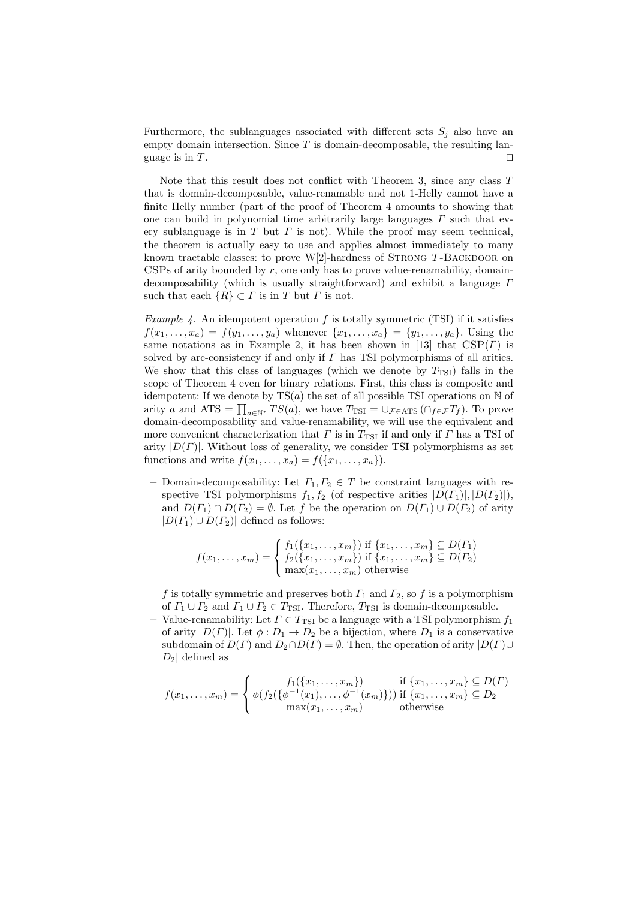Furthermore, the sublanguages associated with different sets $S_j$ also have an empty domain intersection. Since $T$ is domain-decomposable, the resulting language is in $T$. $\square$

Note that this result does not conflict with Theorem 3, since any class $T$ that is domain-decomposable, value-renamable and not 1-Helly cannot have a finite Helly number (part of the proof of Theorem 4 amounts to showing that one can build in polynomial time arbitrarily large languages $\Gamma$ such that every sublanguage is in $T$ but $\Gamma$ is not). While the proof may seem technical, the theorem is actually easy to use and applies almost immediately to many known tractable classes: to prove W[2]-hardness of Strong $T$-Backdoor on CSPs of arity bounded by $r$, one only has to prove value-renamability, domain-decomposability (which is usually straightforward) and exhibit a language $\Gamma$ such that each $\{R\} \subset \Gamma$ is in $T$ but $\Gamma$ is not.

*Example 4.* An idempotent operation $f$ is totally symmetric (TSI) if it satisfies $f(x_1, \dots, x_a) = f(y_1, \dots, y_a)$ whenever $\{x_1, \dots, x_a\} = \{y_1, \dots, y_a\}$. Using the same notations as in Example 2, it has been shown in [13] that $\mathrm{CSP}(\overline{\Gamma})$ is solved by arc-consistency if and only if $\Gamma$ has TSI polymorphisms of all arities. We show that this class of languages (which we denote by $T_{\mathrm{TSI}}$) falls in the scope of Theorem 4 even for binary relations. First, this class is composite and idempotent: If we denote by $\mathrm{TS}(a)$ the set of all possible TSI operations on $\mathbb{N}$ of arity $a$ and $\mathrm{ATS} = \prod_{a \in \mathbb{N}^*} TS(a)$, we have $T_{\mathrm{TSI}} = \cup_{\mathcal{F} \in \mathrm{ATS}} (\cap_{f \in \mathcal{F}} T_f)$. To prove domain-decomposability and value-renamability, we will use the equivalent and more convenient characterization that $\Gamma$ is in $T_{\mathrm{TSI}}$ if and only if $\Gamma$ has a TSI of arity $|D(\Gamma)|$. Without loss of generality, we consider TSI polymorphisms as set functions and write $f(x_1, \dots, x_a) = f(\{x_1, \dots, x_a\})$.

- Domain-decomposability: Let $\Gamma_1, \Gamma_2 \in T$ be constraint languages with respective TSI polymorphisms $f_1, f_2$ (of respective arities $|D(\Gamma_1)|, |D(\Gamma_2)|$), and $D(\Gamma_1) \cap D(\Gamma_2) = \emptyset$. Let $f$ be the operation on $D(\Gamma_1) \cup D(\Gamma_2)$ of arity $|D(\Gamma_1) \cup D(\Gamma_2)|$ defined as follows:

$$f(x_1, \dots, x_m) = \begin{cases} f_1(\{x_1, \dots, x_m\}) \text{ if } \{x_1, \dots, x_m\} \subseteq D(\Gamma_1) \\ f_2(\{x_1, \dots, x_m\}) \text{ if } \{x_1, \dots, x_m\} \subseteq D(\Gamma_2) \\ \max(x_1, \dots, x_m) \text{ otherwise} \end{cases}$$

  $f$ is totally symmetric and preserves both $\Gamma_1$ and $\Gamma_2$, so $f$ is a polymorphism of $\Gamma_1 \cup \Gamma_2$ and $\Gamma_1 \cup \Gamma_2 \in T_{\mathrm{TSI}}$. Therefore, $T_{\mathrm{TSI}}$ is domain-decomposable.
- Value-renamability: Let $\Gamma \in T_{\mathrm{TSI}}$ be a language with a TSI polymorphism $f_1$ of arity $|D(\Gamma)|$. Let $\phi : D_1 \to D_2$ be a bijection, where $D_1$ is a conservative subdomain of $D(\Gamma)$ and $D_2 \cap D(\Gamma) = \emptyset$. Then, the operation of arity $|D(\Gamma) \cup D_2|$ defined as

$$f(x_1, \dots, x_m) = \begin{cases} f_1(\{x_1, \dots, x_m\}) & \text{if } \{x_1, \dots, x_m\} \subseteq D(\Gamma) \\ \phi(f_2(\{\phi^{-1}(x_1), \dots, \phi^{-1}(x_m)\})) & \text{if } \{x_1, \dots, x_m\} \subseteq D_2 \\ \max(x_1, \dots, x_m) & \text{otherwise} \end{cases}$$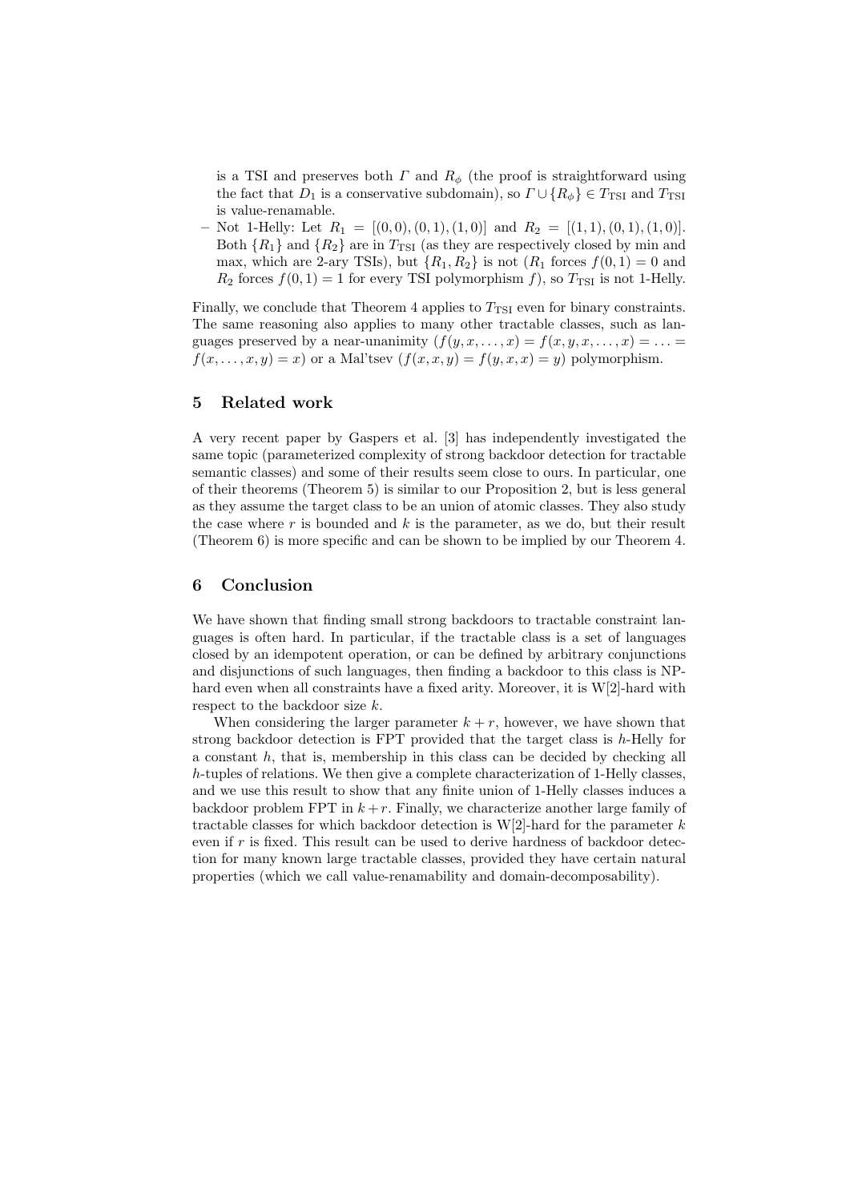is a TSI and preserves both $\Gamma$ and $R_\phi$ (the proof is straightforward using the fact that $D_1$ is a conservative subdomain), so $\Gamma \cup \{R_\phi\} \in T_{\text{TSI}}$ and $T_{\text{TSI}}$ is value-renamable.

- Not 1-Helly: Let $R_1 = [(0,0),(0,1),(1,0)]$ and $R_2 = [(1,1),(0,1),(1,0)]$. Both $\{R_1\}$ and $\{R_2\}$ are in $T_{\text{TSI}}$ (as they are respectively closed by min and max, which are 2-ary TSIs), but $\{R_1, R_2\}$ is not ($R_1$ forces $f(0,1) = 0$ and $R_2$ forces $f(0,1) = 1$ for every TSI polymorphism $f$), so $T_{\text{TSI}}$ is not 1-Helly.

Finally, we conclude that Theorem 4 applies to $T_{\text{TSI}}$ even for binary constraints. The same reasoning also applies to many other tractable classes, such as languages preserved by a near-unanimity ($f(y,x,\ldots,x) = f(x,y,x,\ldots,x) = \ldots = f(x,\ldots,x,y) = x$) or a Mal'tsev ($f(x,x,y) = f(y,x,x) = y$) polymorphism.

## 5 Related work

A very recent paper by Gaspers et al. [3] has independently investigated the same topic (parameterized complexity of strong backdoor detection for tractable semantic classes) and some of their results seem close to ours. In particular, one of their theorems (Theorem 5) is similar to our Proposition 2, but is less general as they assume the target class to be an union of atomic classes. They also study the case where $r$ is bounded and $k$ is the parameter, as we do, but their result (Theorem 6) is more specific and can be shown to be implied by our Theorem 4.

## 6 Conclusion

We have shown that finding small strong backdoors to tractable constraint languages is often hard. In particular, if the tractable class is a set of languages closed by an idempotent operation, or can be defined by arbitrary conjunctions and disjunctions of such languages, then finding a backdoor to this class is NP-hard even when all constraints have a fixed arity. Moreover, it is W[2]-hard with respect to the backdoor size $k$.

When considering the larger parameter $k + r$, however, we have shown that strong backdoor detection is FPT provided that the target class is $h$-Helly for a constant $h$, that is, membership in this class can be decided by checking all $h$-tuples of relations. We then give a complete characterization of 1-Helly classes, and we use this result to show that any finite union of 1-Helly classes induces a backdoor problem FPT in $k + r$. Finally, we characterize another large family of tractable classes for which backdoor detection is W[2]-hard for the parameter $k$ even if $r$ is fixed. This result can be used to derive hardness of backdoor detection for many known large tractable classes, provided they have certain natural properties (which we call value-renamability and domain-decomposability).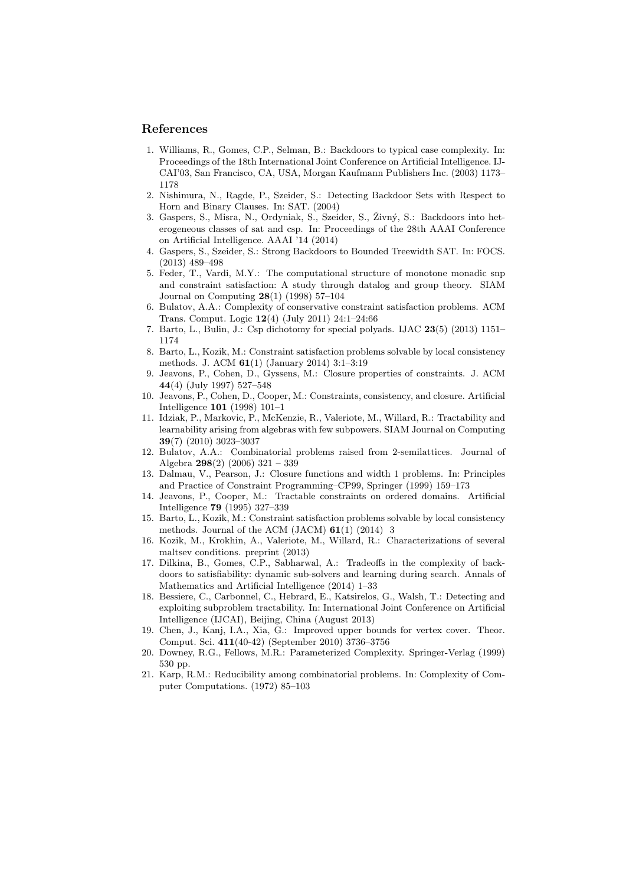## References

1. Williams, R., Gomes, C.P., Selman, B.: Backdoors to typical case complexity. In: Proceedings of the 18th International Joint Conference on Artificial Intelligence. IJCAI'03, San Francisco, CA, USA, Morgan Kaufmann Publishers Inc. (2003) 1173–1178
2. Nishimura, N., Ragde, P., Szeider, S.: Detecting Backdoor Sets with Respect to Horn and Binary Clauses. In: SAT. (2004)
3. Gaspers, S., Misra, N., Ordyniak, S., Szeider, S., Živný, S.: Backdoors into heterogeneous classes of sat and csp. In: Proceedings of the 28th AAAI Conference on Artificial Intelligence. AAAI '14 (2014)
4. Gaspers, S., Szeider, S.: Strong Backdoors to Bounded Treewidth SAT. In: FOCS. (2013) 489–498
5. Feder, T., Vardi, M.Y.: The computational structure of monotone monadic snp and constraint satisfaction: A study through datalog and group theory. SIAM Journal on Computing **28**(1) (1998) 57–104
6. Bulatov, A.A.: Complexity of conservative constraint satisfaction problems. ACM Trans. Comput. Logic **12**(4) (July 2011) 24:1–24:66
7. Barto, L., Bulin, J.: Csp dichotomy for special polyads. IJAC **23**(5) (2013) 1151–1174
8. Barto, L., Kozik, M.: Constraint satisfaction problems solvable by local consistency methods. J. ACM **61**(1) (January 2014) 3:1–3:19
9. Jeavons, P., Cohen, D., Gyssens, M.: Closure properties of constraints. J. ACM **44**(4) (July 1997) 527–548
10. Jeavons, P., Cohen, D., Cooper, M.: Constraints, consistency, and closure. Artificial Intelligence **101** (1998) 101–1
11. Idziak, P., Markovic, P., McKenzie, R., Valeriote, M., Willard, R.: Tractability and learnability arising from algebras with few subpowers. SIAM Journal on Computing **39**(7) (2010) 3023–3037
12. Bulatov, A.A.: Combinatorial problems raised from 2-semilattices. Journal of Algebra **298**(2) (2006) 321 – 339
13. Dalmau, V., Pearson, J.: Closure functions and width 1 problems. In: Principles and Practice of Constraint Programming–CP99, Springer (1999) 159–173
14. Jeavons, P., Cooper, M.: Tractable constraints on ordered domains. Artificial Intelligence **79** (1995) 327–339
15. Barto, L., Kozik, M.: Constraint satisfaction problems solvable by local consistency methods. Journal of the ACM (JACM) **61**(1) (2014) 3
16. Kozik, M., Krokhin, A., Valeriote, M., Willard, R.: Characterizations of several maltsev conditions. preprint (2013)
17. Dilkina, B., Gomes, C.P., Sabharwal, A.: Tradeoffs in the complexity of backdoors to satisfiability: dynamic sub-solvers and learning during search. Annals of Mathematics and Artificial Intelligence (2014) 1–33
18. Bessiere, C., Carbonnel, C., Hebrard, E., Katsirelos, G., Walsh, T.: Detecting and exploiting subproblem tractability. In: International Joint Conference on Artificial Intelligence (IJCAI), Beijing, China (August 2013)
19. Chen, J., Kanj, I.A., Xia, G.: Improved upper bounds for vertex cover. Theor. Comput. Sci. **411**(40-42) (September 2010) 3736–3756
20. Downey, R.G., Fellows, M.R.: Parameterized Complexity. Springer-Verlag (1999) 530 pp.
21. Karp, R.M.: Reducibility among combinatorial problems. In: Complexity of Computer Computations. (1972) 85–103